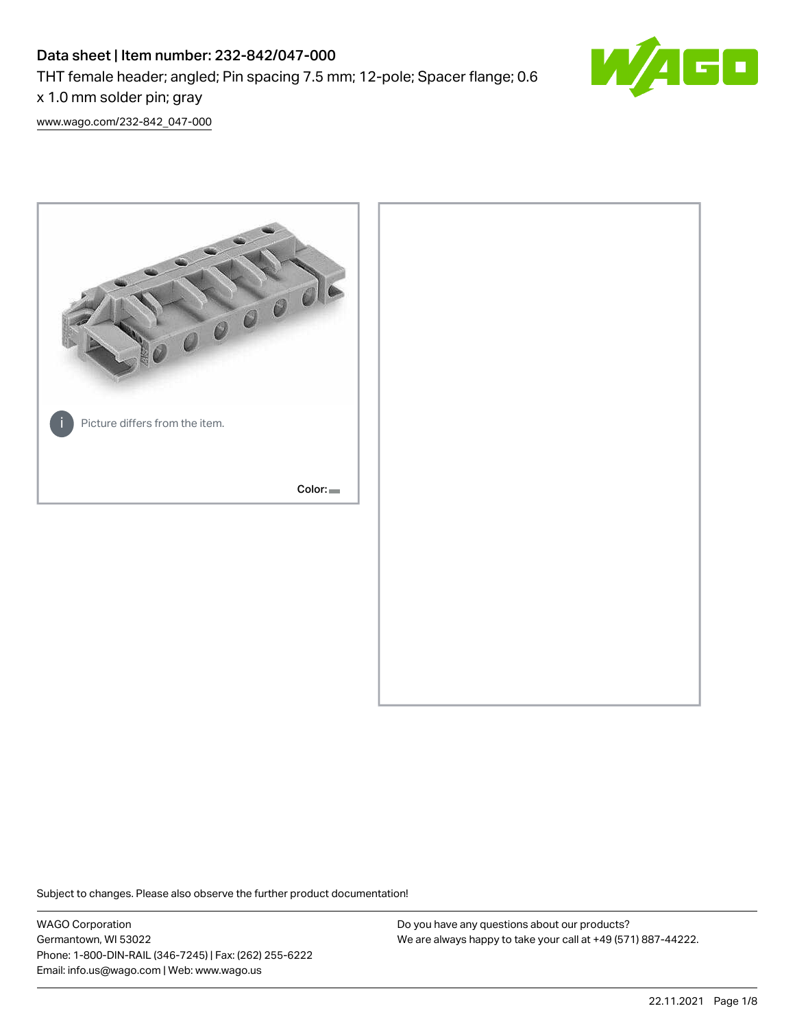# Data sheet | Item number: 232-842/047-000

THT female header; angled; Pin spacing 7.5 mm; 12-pole; Spacer flange; 0.6 x 1.0 mm solder pin; gray

[www.wago.com/232-842_047-000](www.wago.com/232-842_047-000)

Picture differs from the item.

Color:

Subject to changes. Please also observe the further product documentation!

WAGO Corporation
Germantown, WI 53022
Phone: 1-800-DIN-RAIL (346-7245) | Fax: (262) 255-6222
Email: info.us@wago.com | Web: www.wago.us

Do you have any questions about our products?
We are always happy to take your call at +49 (571) 887-44222.

22.11.2021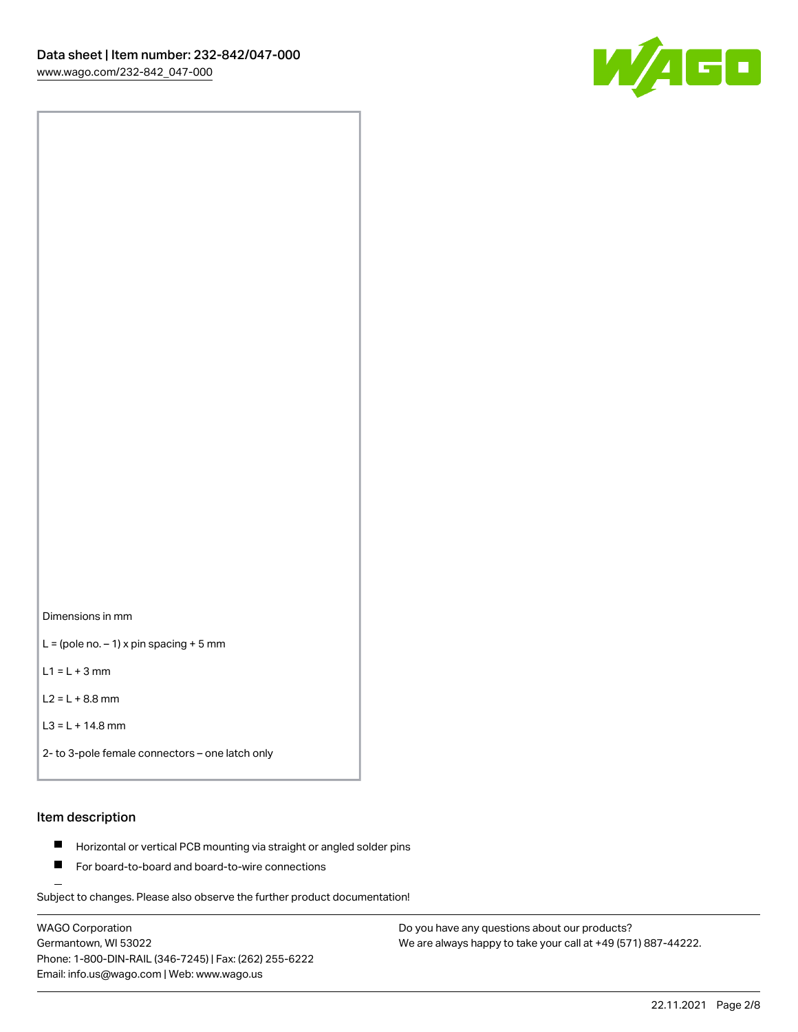Dimensions in mm

L = (pole no. – 1) x pin spacing + 5 mm

L1 = L + 3 mm

L2 = L + 8.8 mm

L3 = L + 14.8 mm

2- to 3-pole female connectors – one latch only

## Item description

- Horizontal or vertical PCB mounting via straight or angled solder pins
- For board-to-board and board-to-wire connections

Subject to changes. Please also observe the further product documentation!

WAGO Corporation
Germantown, WI 53022
Phone: 1-800-DIN-RAIL (346-7245) | Fax: (262) 255-6222
Email: info.us@wago.com | Web: www.wago.us

Do you have any questions about our products?
We are always happy to take your call at +49 (571) 887-44222.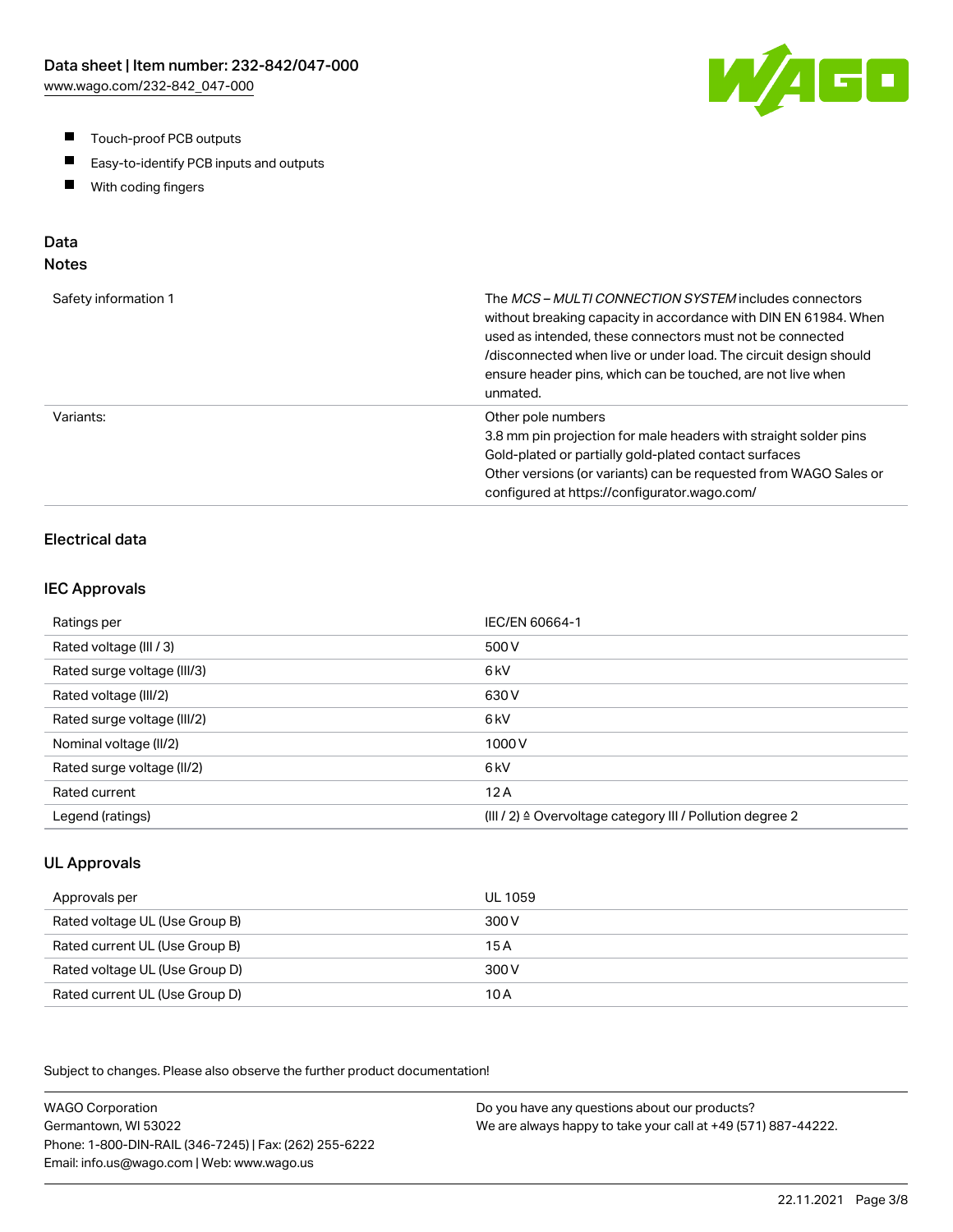- Touch-proof PCB outputs
- Easy-to-identify PCB inputs and outputs
- With coding fingers

## Data

### Notes

| | |
|---|---|
| Safety information 1 | The *MCS – MULTI CONNECTION SYSTEM* includes connectors without breaking capacity in accordance with DIN EN 61984. When used as intended, these connectors must not be connected /disconnected when live or under load. The circuit design should ensure header pins, which can be touched, are not live when unmated. |
| Variants: | Other pole numbers<br>3.8 mm pin projection for male headers with straight solder pins<br>Gold-plated or partially gold-plated contact surfaces<br>Other versions (or variants) can be requested from WAGO Sales or configured at https://configurator.wago.com/ |

### Electrical data

### IEC Approvals

| | |
|---|---|
| Ratings per | IEC/EN 60664-1 |
| Rated voltage (III / 3) | 500 V |
| Rated surge voltage (III/3) | 6 kV |
| Rated voltage (III/2) | 630 V |
| Rated surge voltage (III/2) | 6 kV |
| Nominal voltage (II/2) | 1000 V |
| Rated surge voltage (II/2) | 6 kV |
| Rated current | 12 A |
| Legend (ratings) | (III / 2) ≙ Overvoltage category III / Pollution degree 2 |

### UL Approvals

| | |
|---|---|
| Approvals per | UL 1059 |
| Rated voltage UL (Use Group B) | 300 V |
| Rated current UL (Use Group B) | 15 A |
| Rated voltage UL (Use Group D) | 300 V |
| Rated current UL (Use Group D) | 10 A |

Subject to changes. Please also observe the further product documentation!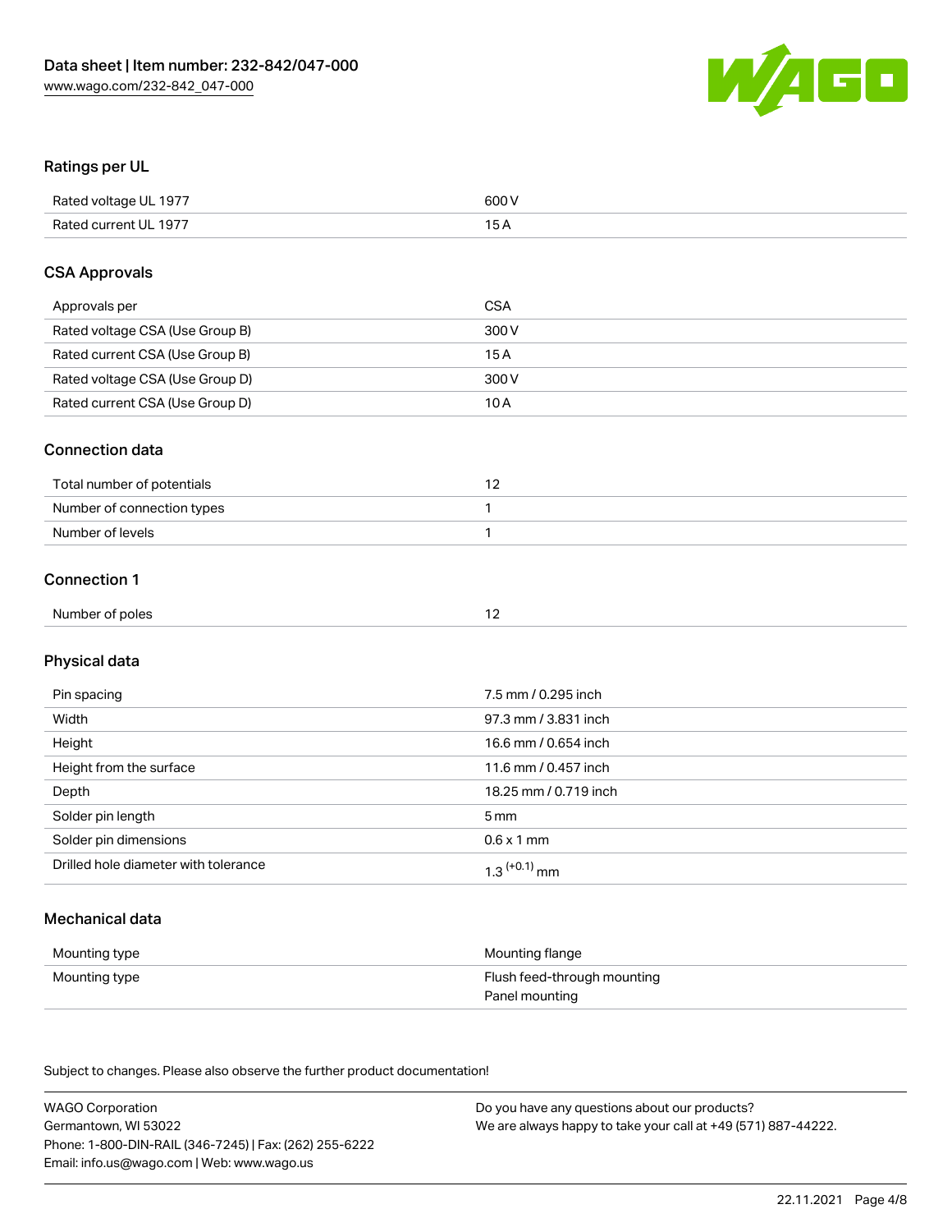## Ratings per UL

| | |
|---|---|
| Rated voltage UL 1977 | 600 V |
| Rated current UL 1977 | 15 A |

## CSA Approvals

| | |
|---|---|
| Approvals per | CSA |
| Rated voltage CSA (Use Group B) | 300 V |
| Rated current CSA (Use Group B) | 15 A |
| Rated voltage CSA (Use Group D) | 300 V |
| Rated current CSA (Use Group D) | 10 A |

## Connection data

| | |
|---|---|
| Total number of potentials | 12 |
| Number of connection types | 1 |
| Number of levels | 1 |

## Connection 1

| | |
|---|---|
| Number of poles | 12 |

## Physical data

| | |
|---|---|
| Pin spacing | 7.5 mm / 0.295 inch |
| Width | 97.3 mm / 3.831 inch |
| Height | 16.6 mm / 0.654 inch |
| Height from the surface | 11.6 mm / 0.457 inch |
| Depth | 18.25 mm / 0.719 inch |
| Solder pin length | 5 mm |
| Solder pin dimensions | 0.6 x 1 mm |
| Drilled hole diameter with tolerance | $1.3^{(+0.1)}$ mm |

## Mechanical data

| | |
|---|---|
| Mounting type | Mounting flange |
| Mounting type | Flush feed-through mounting<br>Panel mounting |

Subject to changes. Please also observe the further product documentation!

WAGO Corporation
Germantown, WI 53022
Phone: 1-800-DIN-RAIL (346-7245) | Fax: (262) 255-6222
Email: info.us@wago.com | Web: www.wago.us

Do you have any questions about our products?
We are always happy to take your call at +49 (571) 887-44222.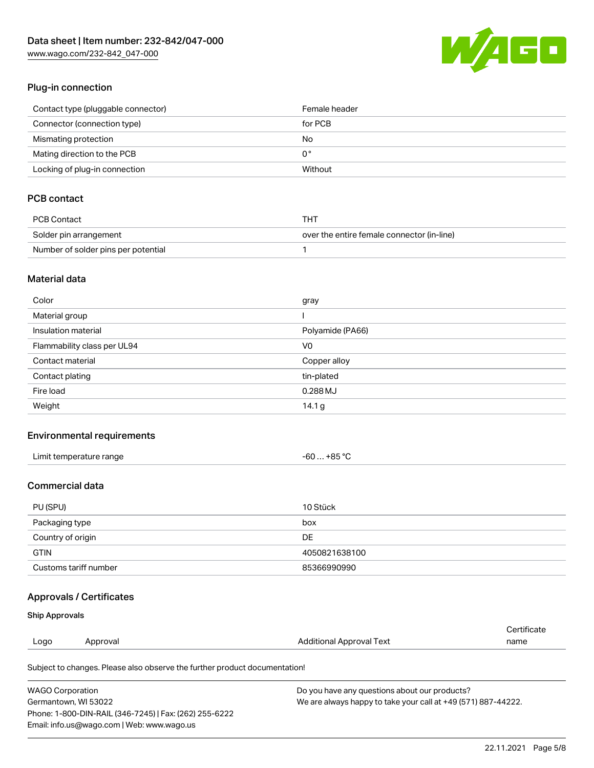## Plug-in connection

| | |
|---|---|
| Contact type (pluggable connector) | Female header |
| Connector (connection type) | for PCB |
| Mismating protection | No |
| Mating direction to the PCB | 0 ° |
| Locking of plug-in connection | Without |

## PCB contact

| | |
|---|---|
| PCB Contact | THT |
| Solder pin arrangement | over the entire female connector (in-line) |
| Number of solder pins per potential | 1 |

## Material data

| | |
|---|---|
| Color | gray |
| Material group | I |
| Insulation material | Polyamide (PA66) |
| Flammability class per UL94 | V0 |
| Contact material | Copper alloy |
| Contact plating | tin-plated |
| Fire load | 0.288 MJ |
| Weight | 14.1 g |

## Environmental requirements

| | |
|---|---|
| Limit temperature range | -60 … +85 °C |

## Commercial data

| | |
|---|---|
| PU (SPU) | 10 Stück |
| Packaging type | box |
| Country of origin | DE |
| GTIN | 4050821638100 |
| Customs tariff number | 85366990990 |

## Approvals / Certificates

### Ship Approvals

| Logo | Approval | Additional Approval Text | Certificate name |
|---|---|---|---|

Subject to changes. Please also observe the further product documentation!

WAGO Corporation
Germantown, WI 53022
Phone: 1-800-DIN-RAIL (346-7245) | Fax: (262) 255-6222
Email: info.us@wago.com | Web: www.wago.us

Do you have any questions about our products?
We are always happy to take your call at +49 (571) 887-44222.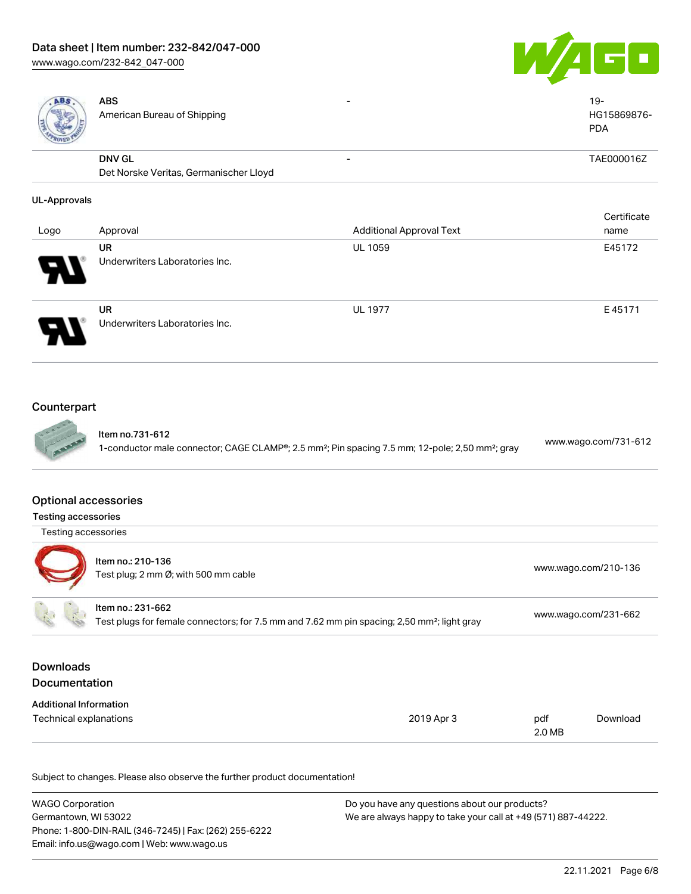| | | | |
|---|---|---|---|
| | **ABS**<br>American Bureau of Shipping | - | 19-HG15869876-PDA |
| | **DNV GL**<br>Det Norske Veritas, Germanischer Lloyd | - | TAE000016Z |

**UL-Approvals**

| Logo | Approval | Additional Approval Text | Certificate name |
|---|---|---|---|
| | **UR**<br>Underwriters Laboratories Inc. | UL 1059 | E45172 |
| | **UR**<br>Underwriters Laboratories Inc. | UL 1977 | E 45171 |

## Counterpart

| | | |
|---|---|---|
| | Item no.731-612<br>1-conductor male connector; CAGE CLAMP®; 2.5 mm²; Pin spacing 7.5 mm; 12-pole; 2,50 mm²; gray | www.wago.com/731-612 |

## Optional accessories

**Testing accessories**

| Testing accessories | | |
|---|---|---|
| | Item no.: 210-136<br>Test plug; 2 mm Ø; with 500 mm cable | www.wago.com/210-136 |
| | Item no.: 231-662<br>Test plugs for female connectors; for 7.5 mm and 7.62 mm pin spacing; 2,50 mm²; light gray | www.wago.com/231-662 |

## Downloads

## Documentation

**Additional Information**

| | | | |
|---|---|---|---|
| Technical explanations | 2019 Apr 3 | pdf<br>2.0 MB | Download |

Subject to changes. Please also observe the further product documentation!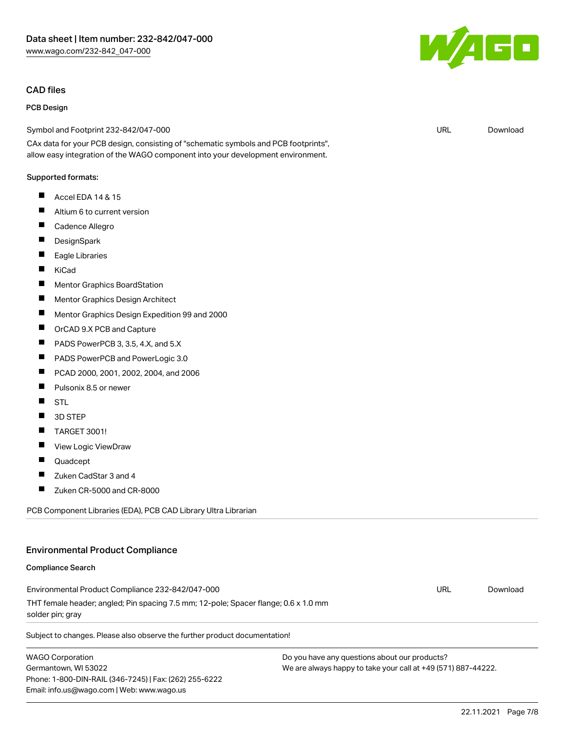## CAD files

### PCB Design

| Symbol and Footprint 232-842/047-000 | URL | Download |
|---|---|---|

CAx data for your PCB design, consisting of "schematic symbols and PCB footprints", allow easy integration of the WAGO component into your development environment.

Supported formats:

- Accel EDA 14 & 15
- Altium 6 to current version
- Cadence Allegro
- DesignSpark
- Eagle Libraries
- KiCad
- Mentor Graphics BoardStation
- Mentor Graphics Design Architect
- Mentor Graphics Design Expedition 99 and 2000
- OrCAD 9.X PCB and Capture
- PADS PowerPCB 3, 3.5, 4.X, and 5.X
- PADS PowerPCB and PowerLogic 3.0
- PCAD 2000, 2001, 2002, 2004, and 2006
- Pulsonix 8.5 or newer
- STL
- 3D STEP
- TARGET 3001!
- View Logic ViewDraw
- Quadcept
- Zuken CadStar 3 and 4
- Zuken CR-5000 and CR-8000

PCB Component Libraries (EDA), PCB CAD Library Ultra Librarian

## Environmental Product Compliance

### Compliance Search

| Environmental Product Compliance 232-842/047-000 | URL | Download |
|---|---|---|

THT female header; angled; Pin spacing 7.5 mm; 12-pole; Spacer flange; 0.6 x 1.0 mm solder pin; gray

Subject to changes. Please also observe the further product documentation!

WAGO Corporation
Germantown, WI 53022
Phone: 1-800-DIN-RAIL (346-7245) | Fax: (262) 255-6222
Email: info.us@wago.com | Web: www.wago.us

Do you have any questions about our products?
We are always happy to take your call at +49 (571) 887-44222.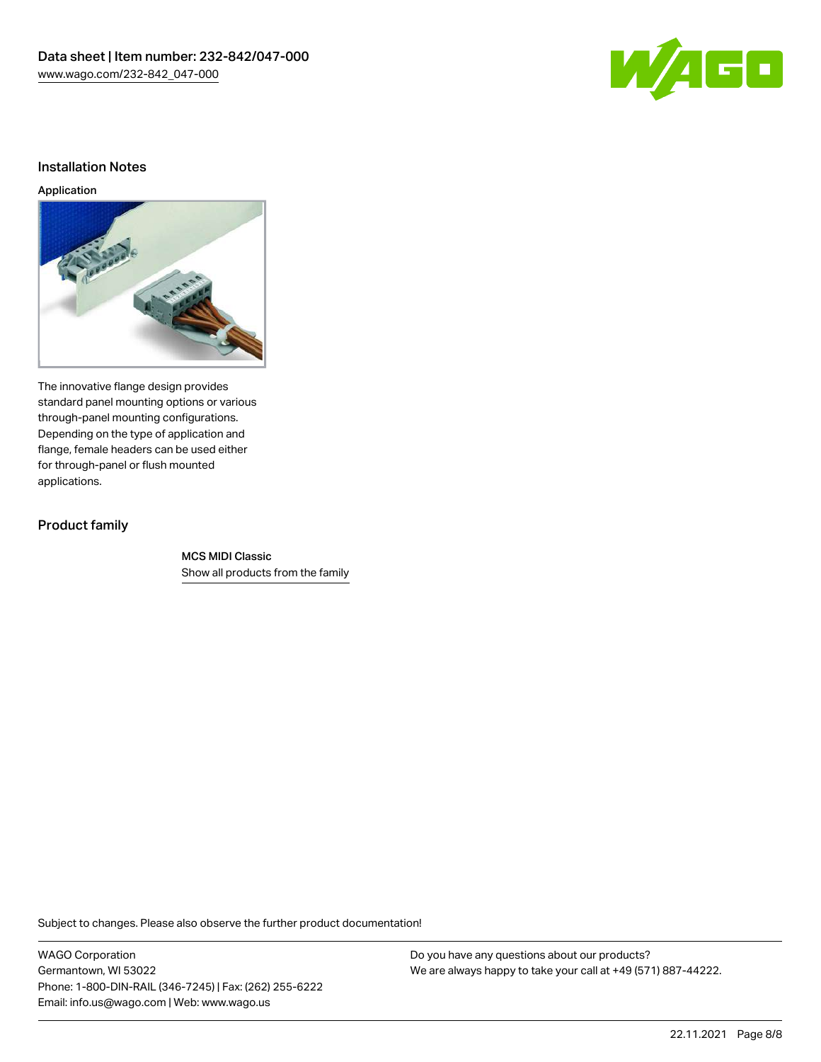## Installation Notes

### Application

The innovative flange design provides standard panel mounting options or various through-panel mounting configurations. Depending on the type of application and flange, female headers can be used either for through-panel or flush mounted applications.

## Product family

MCS MIDI Classic
Show all products from the family

Subject to changes. Please also observe the further product documentation!

WAGO Corporation
Germantown, WI 53022
Phone: 1-800-DIN-RAIL (346-7245) | Fax: (262) 255-6222
Email: info.us@wago.com | Web: www.wago.us

Do you have any questions about our products?
We are always happy to take your call at +49 (571) 887-44222.